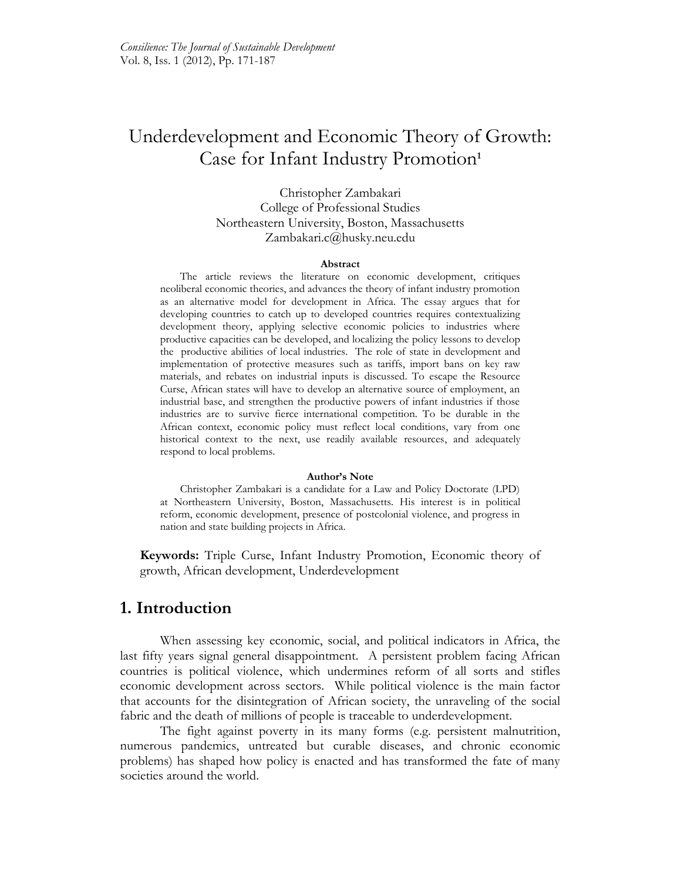# Underdevelopment and Economic Theory of Growth: Case for Infant Industry Promotion[1]

Christopher Zambakari
College of Professional Studies
Northeastern University, Boston, Massachusetts
Zambakari.c@husky.neu.edu

**Abstract**

The article reviews the literature on economic development, critiques neoliberal economic theories, and advances the theory of infant industry promotion as an alternative model for development in Africa. The essay argues that for developing countries to catch up to developed countries requires contextualizing development theory, applying selective economic policies to industries where productive capacities can be developed, and localizing the policy lessons to develop the productive abilities of local industries. The role of state in development and implementation of protective measures such as tariffs, import bans on key raw materials, and rebates on industrial inputs is discussed. To escape the Resource Curse, African states will have to develop an alternative source of employment, an industrial base, and strengthen the productive powers of infant industries if those industries are to survive fierce international competition. To be durable in the African context, economic policy must reflect local conditions, vary from one historical context to the next, use readily available resources, and adequately respond to local problems.

**Author's Note**

Christopher Zambakari is a candidate for a Law and Policy Doctorate (LPD) at Northeastern University, Boston, Massachusetts. His interest is in political reform, economic development, presence of postcolonial violence, and progress in nation and state building projects in Africa.

**Keywords:** Triple Curse, Infant Industry Promotion, Economic theory of growth, African development, Underdevelopment

## 1. Introduction

When assessing key economic, social, and political indicators in Africa, the last fifty years signal general disappointment. A persistent problem facing African countries is political violence, which undermines reform of all sorts and stifles economic development across sectors. While political violence is the main factor that accounts for the disintegration of African society, the unraveling of the social fabric and the death of millions of people is traceable to underdevelopment.

The fight against poverty in its many forms (e.g. persistent malnutrition, numerous pandemics, untreated but curable diseases, and chronic economic problems) has shaped how policy is enacted and has transformed the fate of many societies around the world.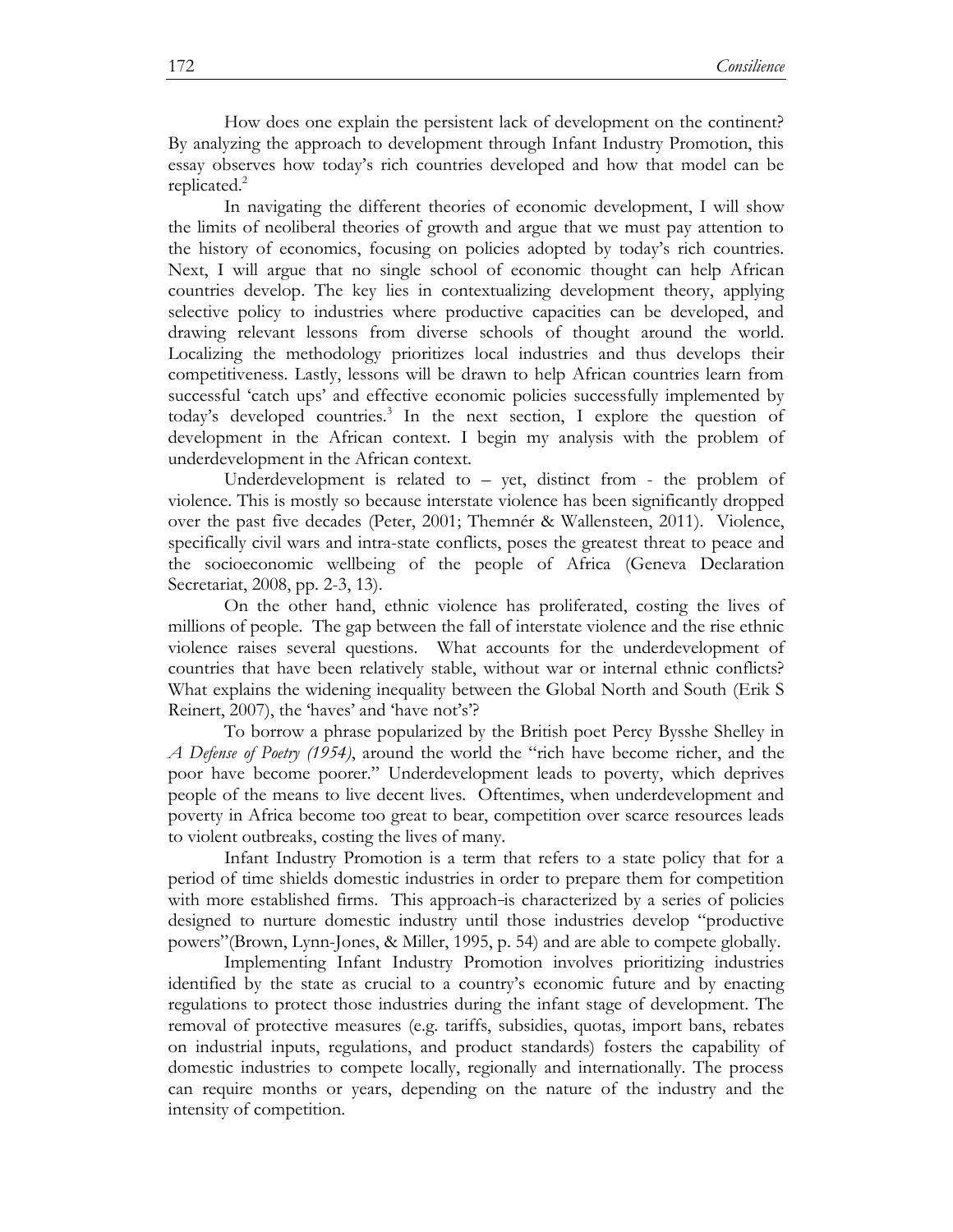How does one explain the persistent lack of development on the continent? By analyzing the approach to development through Infant Industry Promotion, this essay observes how today's rich countries developed and how that model can be replicated.[2]

In navigating the different theories of economic development, I will show the limits of neoliberal theories of growth and argue that we must pay attention to the history of economics, focusing on policies adopted by today's rich countries. Next, I will argue that no single school of economic thought can help African countries develop. The key lies in contextualizing development theory, applying selective policy to industries where productive capacities can be developed, and drawing relevant lessons from diverse schools of thought around the world. Localizing the methodology prioritizes local industries and thus develops their competitiveness. Lastly, lessons will be drawn to help African countries learn from successful 'catch ups' and effective economic policies successfully implemented by today's developed countries.[3] In the next section, I explore the question of development in the African context. I begin my analysis with the problem of underdevelopment in the African context.

Underdevelopment is related to – yet, distinct from - the problem of violence. This is mostly so because interstate violence has been significantly dropped over the past five decades (Peter, 2001; Themnér & Wallensteen, 2011). Violence, specifically civil wars and intra-state conflicts, poses the greatest threat to peace and the socioeconomic wellbeing of the people of Africa (Geneva Declaration Secretariat, 2008, pp. 2-3, 13).

On the other hand, ethnic violence has proliferated, costing the lives of millions of people. The gap between the fall of interstate violence and the rise ethnic violence raises several questions. What accounts for the underdevelopment of countries that have been relatively stable, without war or internal ethnic conflicts? What explains the widening inequality between the Global North and South (Erik S Reinert, 2007), the 'haves' and 'have not's'?

To borrow a phrase popularized by the British poet Percy Bysshe Shelley in *A Defense of Poetry (1954)*, around the world the "rich have become richer, and the poor have become poorer." Underdevelopment leads to poverty, which deprives people of the means to live decent lives. Oftentimes, when underdevelopment and poverty in Africa become too great to bear, competition over scarce resources leads to violent outbreaks, costing the lives of many.

Infant Industry Promotion is a term that refers to a state policy that for a period of time shields domestic industries in order to prepare them for competition with more established firms. This approach is characterized by a series of policies designed to nurture domestic industry until those industries develop "productive powers"(Brown, Lynn-Jones, & Miller, 1995, p. 54) and are able to compete globally.

Implementing Infant Industry Promotion involves prioritizing industries identified by the state as crucial to a country's economic future and by enacting regulations to protect those industries during the infant stage of development. The removal of protective measures (e.g. tariffs, subsidies, quotas, import bans, rebates on industrial inputs, regulations, and product standards) fosters the capability of domestic industries to compete locally, regionally and internationally. The process can require months or years, depending on the nature of the industry and the intensity of competition.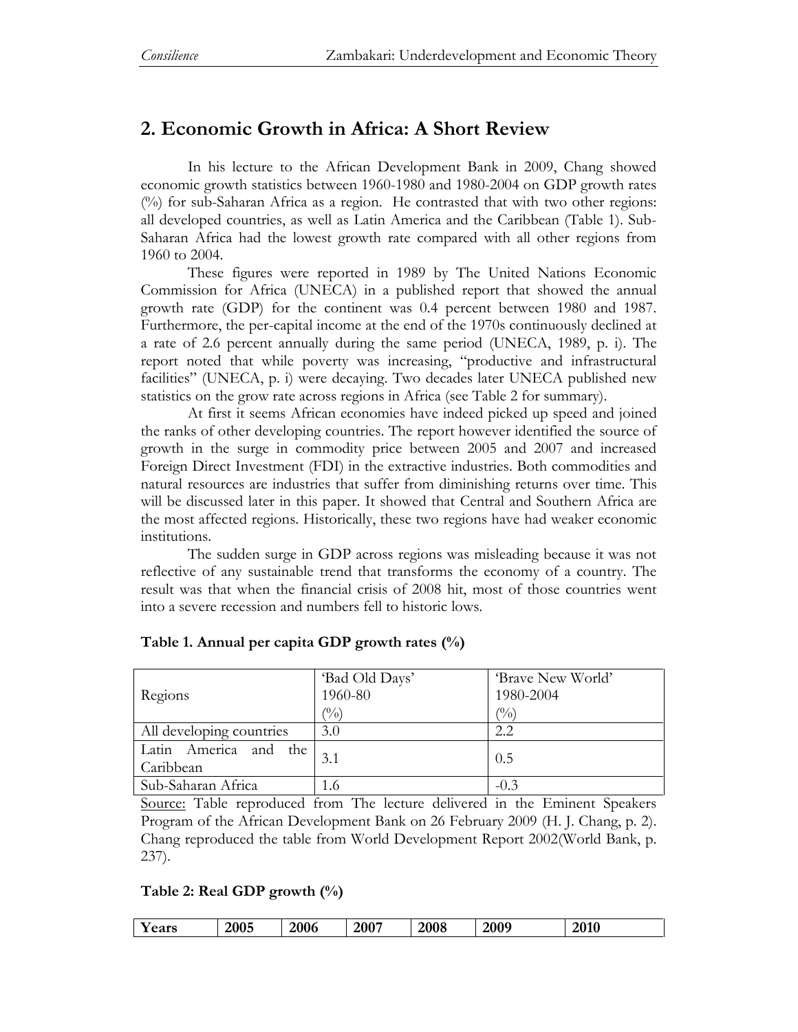## 2. Economic Growth in Africa: A Short Review

In his lecture to the African Development Bank in 2009, Chang showed economic growth statistics between 1960-1980 and 1980-2004 on GDP growth rates (%) for sub-Saharan Africa as a region. He contrasted that with two other regions: all developed countries, as well as Latin America and the Caribbean (Table 1). Sub-Saharan Africa had the lowest growth rate compared with all other regions from 1960 to 2004.

These figures were reported in 1989 by The United Nations Economic Commission for Africa (UNECA) in a published report that showed the annual growth rate (GDP) for the continent was 0.4 percent between 1980 and 1987. Furthermore, the per-capital income at the end of the 1970s continuously declined at a rate of 2.6 percent annually during the same period (UNECA, 1989, p. i). The report noted that while poverty was increasing, "productive and infrastructural facilities" (UNECA, p. i) were decaying. Two decades later UNECA published new statistics on the grow rate across regions in Africa (see Table 2 for summary).

At first it seems African economies have indeed picked up speed and joined the ranks of other developing countries. The report however identified the source of growth in the surge in commodity price between 2005 and 2007 and increased Foreign Direct Investment (FDI) in the extractive industries. Both commodities and natural resources are industries that suffer from diminishing returns over time. This will be discussed later in this paper. It showed that Central and Southern Africa are the most affected regions. Historically, these two regions have had weaker economic institutions.

The sudden surge in GDP across regions was misleading because it was not reflective of any sustainable trend that transforms the economy of a country. The result was that when the financial crisis of 2008 hit, most of those countries went into a severe recession and numbers fell to historic lows.

**Table 1. Annual per capita GDP growth rates (%)**

| Regions | 'Bad Old Days' 1960-80 (%) | 'Brave New World' 1980-2004 (%) |
|---|---|---|
| All developing countries | 3.0 | 2.2 |
| Latin America and the Caribbean | 3.1 | 0.5 |
| Sub-Saharan Africa | 1.6 | -0.3 |

Source: Table reproduced from The lecture delivered in the Eminent Speakers Program of the African Development Bank on 26 February 2009 (H. J. Chang, p. 2). Chang reproduced the table from World Development Report 2002(World Bank, p. 237).

**Table 2: Real GDP growth (%)**

| Years | 2005 | 2006 | 2007 | 2008 | 2009 | 2010 |
|---|---|---|---|---|---|---|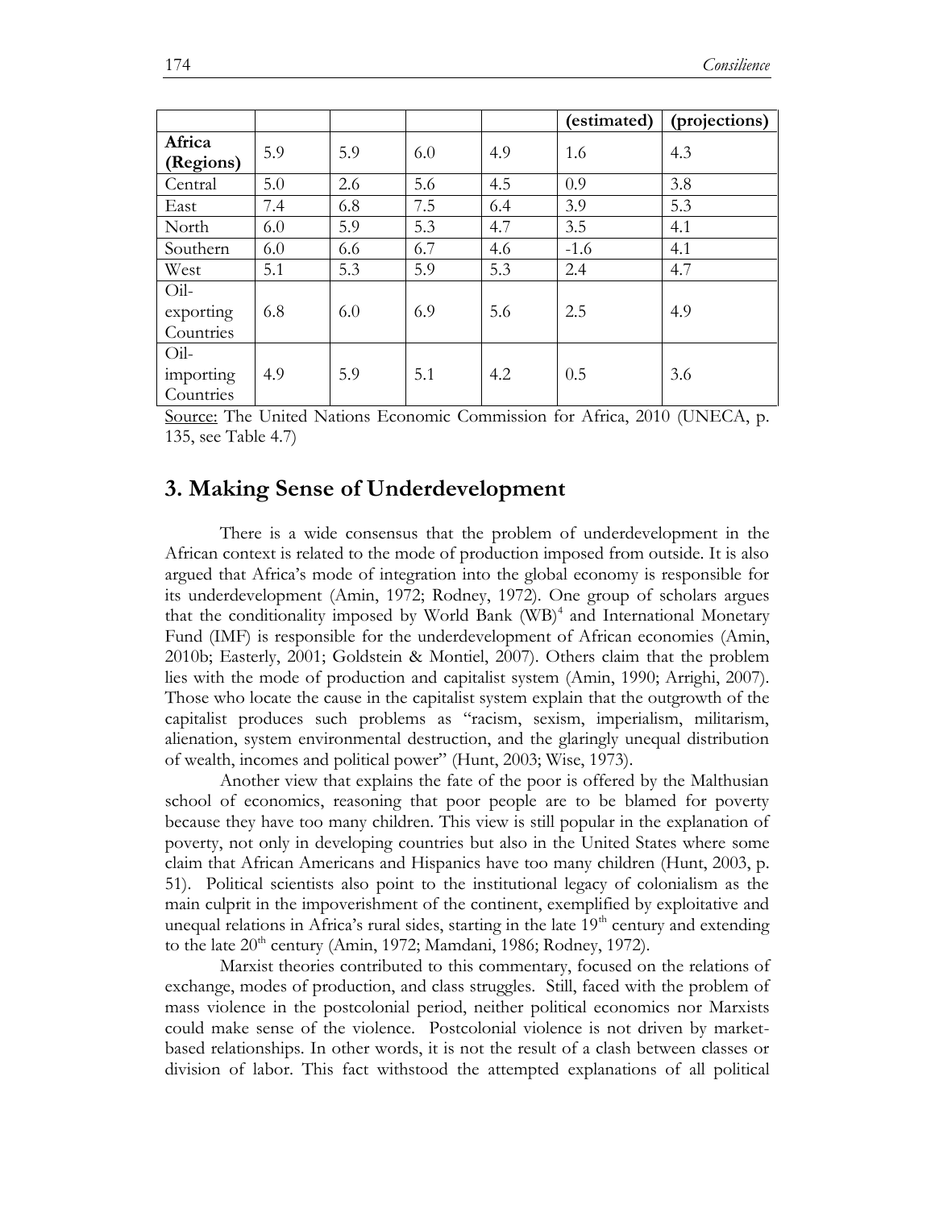| | | | | | (estimated) | (projections) |
|---|---|---|---|---|---|---|
| **Africa (Regions)** | 5.9 | 5.9 | 6.0 | 4.9 | 1.6 | 4.3 |
| Central | 5.0 | 2.6 | 5.6 | 4.5 | 0.9 | 3.8 |
| East | 7.4 | 6.8 | 7.5 | 6.4 | 3.9 | 5.3 |
| North | 6.0 | 5.9 | 5.3 | 4.7 | 3.5 | 4.1 |
| Southern | 6.0 | 6.6 | 6.7 | 4.6 | -1.6 | 4.1 |
| West | 5.1 | 5.3 | 5.9 | 5.3 | 2.4 | 4.7 |
| Oil-exporting Countries | 6.8 | 6.0 | 6.9 | 5.6 | 2.5 | 4.9 |
| Oil-importing Countries | 4.9 | 5.9 | 5.1 | 4.2 | 0.5 | 3.6 |

Source: The United Nations Economic Commission for Africa, 2010 (UNECA, p. 135, see Table 4.7)

## 3. Making Sense of Underdevelopment

There is a wide consensus that the problem of underdevelopment in the African context is related to the mode of production imposed from outside. It is also argued that Africa's mode of integration into the global economy is responsible for its underdevelopment (Amin, 1972; Rodney, 1972). One group of scholars argues that the conditionality imposed by World Bank (WB)[4] and International Monetary Fund (IMF) is responsible for the underdevelopment of African economies (Amin, 2010b; Easterly, 2001; Goldstein & Montiel, 2007). Others claim that the problem lies with the mode of production and capitalist system (Amin, 1990; Arrighi, 2007). Those who locate the cause in the capitalist system explain that the outgrowth of the capitalist produces such problems as "racism, sexism, imperialism, militarism, alienation, system environmental destruction, and the glaringly unequal distribution of wealth, incomes and political power" (Hunt, 2003; Wise, 1973).

Another view that explains the fate of the poor is offered by the Malthusian school of economics, reasoning that poor people are to be blamed for poverty because they have too many children. This view is still popular in the explanation of poverty, not only in developing countries but also in the United States where some claim that African Americans and Hispanics have too many children (Hunt, 2003, p. 51). Political scientists also point to the institutional legacy of colonialism as the main culprit in the impoverishment of the continent, exemplified by exploitative and unequal relations in Africa's rural sides, starting in the late 19th century and extending to the late 20th century (Amin, 1972; Mamdani, 1986; Rodney, 1972).

Marxist theories contributed to this commentary, focused on the relations of exchange, modes of production, and class struggles. Still, faced with the problem of mass violence in the postcolonial period, neither political economics nor Marxists could make sense of the violence. Postcolonial violence is not driven by market-based relationships. In other words, it is not the result of a clash between classes or division of labor. This fact withstood the attempted explanations of all political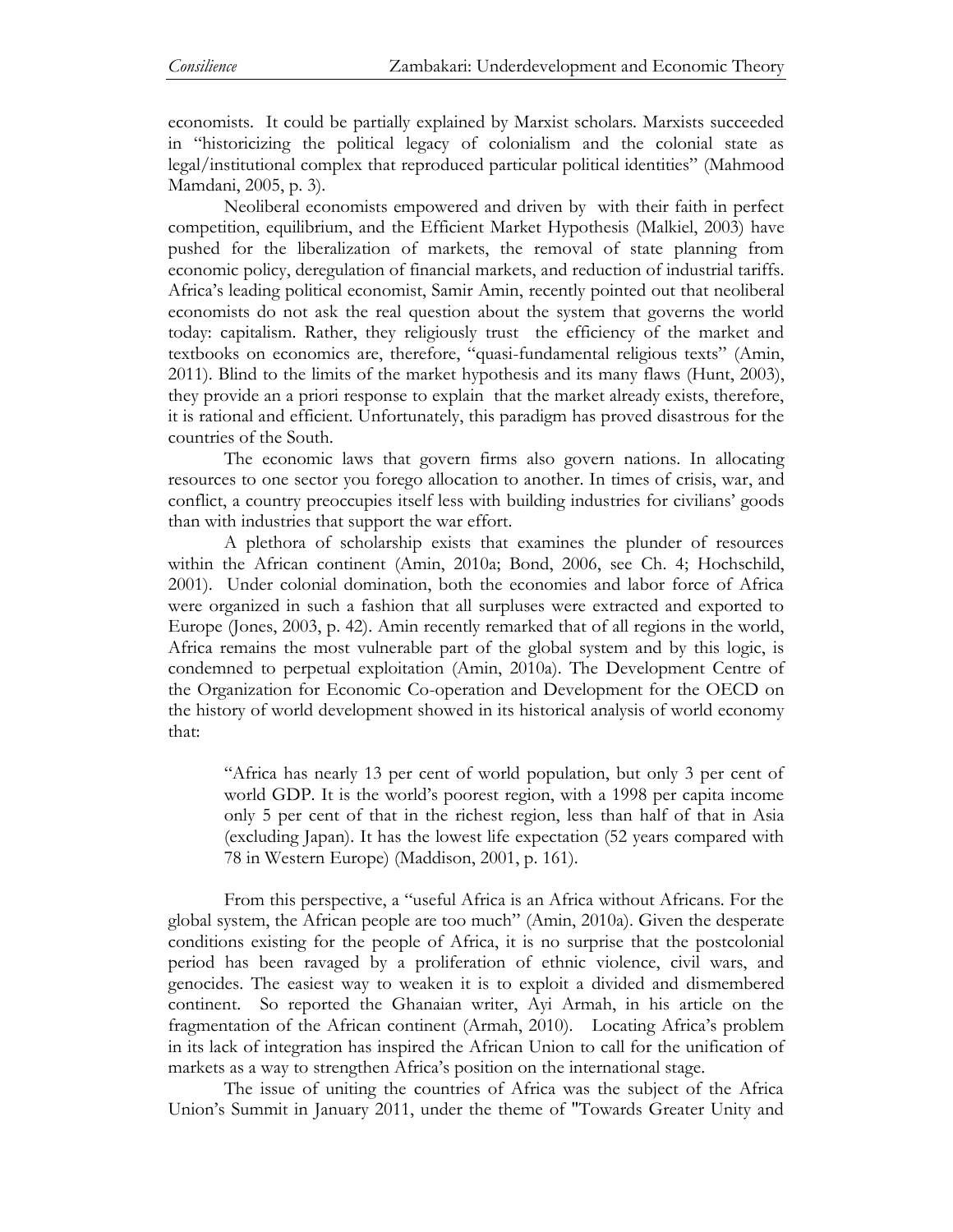economists. It could be partially explained by Marxist scholars. Marxists succeeded in "historicizing the political legacy of colonialism and the colonial state as legal/institutional complex that reproduced particular political identities" (Mahmood Mamdani, 2005, p. 3).

Neoliberal economists empowered and driven by with their faith in perfect competition, equilibrium, and the Efficient Market Hypothesis (Malkiel, 2003) have pushed for the liberalization of markets, the removal of state planning from economic policy, deregulation of financial markets, and reduction of industrial tariffs. Africa's leading political economist, Samir Amin, recently pointed out that neoliberal economists do not ask the real question about the system that governs the world today: capitalism. Rather, they religiously trust the efficiency of the market and textbooks on economics are, therefore, "quasi-fundamental religious texts" (Amin, 2011). Blind to the limits of the market hypothesis and its many flaws (Hunt, 2003), they provide an a priori response to explain that the market already exists, therefore, it is rational and efficient. Unfortunately, this paradigm has proved disastrous for the countries of the South.

The economic laws that govern firms also govern nations. In allocating resources to one sector you forego allocation to another. In times of crisis, war, and conflict, a country preoccupies itself less with building industries for civilians' goods than with industries that support the war effort.

A plethora of scholarship exists that examines the plunder of resources within the African continent (Amin, 2010a; Bond, 2006, see Ch. 4; Hochschild, 2001). Under colonial domination, both the economies and labor force of Africa were organized in such a fashion that all surpluses were extracted and exported to Europe (Jones, 2003, p. 42). Amin recently remarked that of all regions in the world, Africa remains the most vulnerable part of the global system and by this logic, is condemned to perpetual exploitation (Amin, 2010a). The Development Centre of the Organization for Economic Co-operation and Development for the OECD on the history of world development showed in its historical analysis of world economy that:

> "Africa has nearly 13 per cent of world population, but only 3 per cent of world GDP. It is the world's poorest region, with a 1998 per capita income only 5 per cent of that in the richest region, less than half of that in Asia (excluding Japan). It has the lowest life expectation (52 years compared with 78 in Western Europe) (Maddison, 2001, p. 161).

From this perspective, a "useful Africa is an Africa without Africans. For the global system, the African people are too much" (Amin, 2010a). Given the desperate conditions existing for the people of Africa, it is no surprise that the postcolonial period has been ravaged by a proliferation of ethnic violence, civil wars, and genocides. The easiest way to weaken it is to exploit a divided and dismembered continent. So reported the Ghanaian writer, Ayi Armah, in his article on the fragmentation of the African continent (Armah, 2010). Locating Africa's problem in its lack of integration has inspired the African Union to call for the unification of markets as a way to strengthen Africa's position on the international stage.

The issue of uniting the countries of Africa was the subject of the Africa Union's Summit in January 2011, under the theme of "Towards Greater Unity and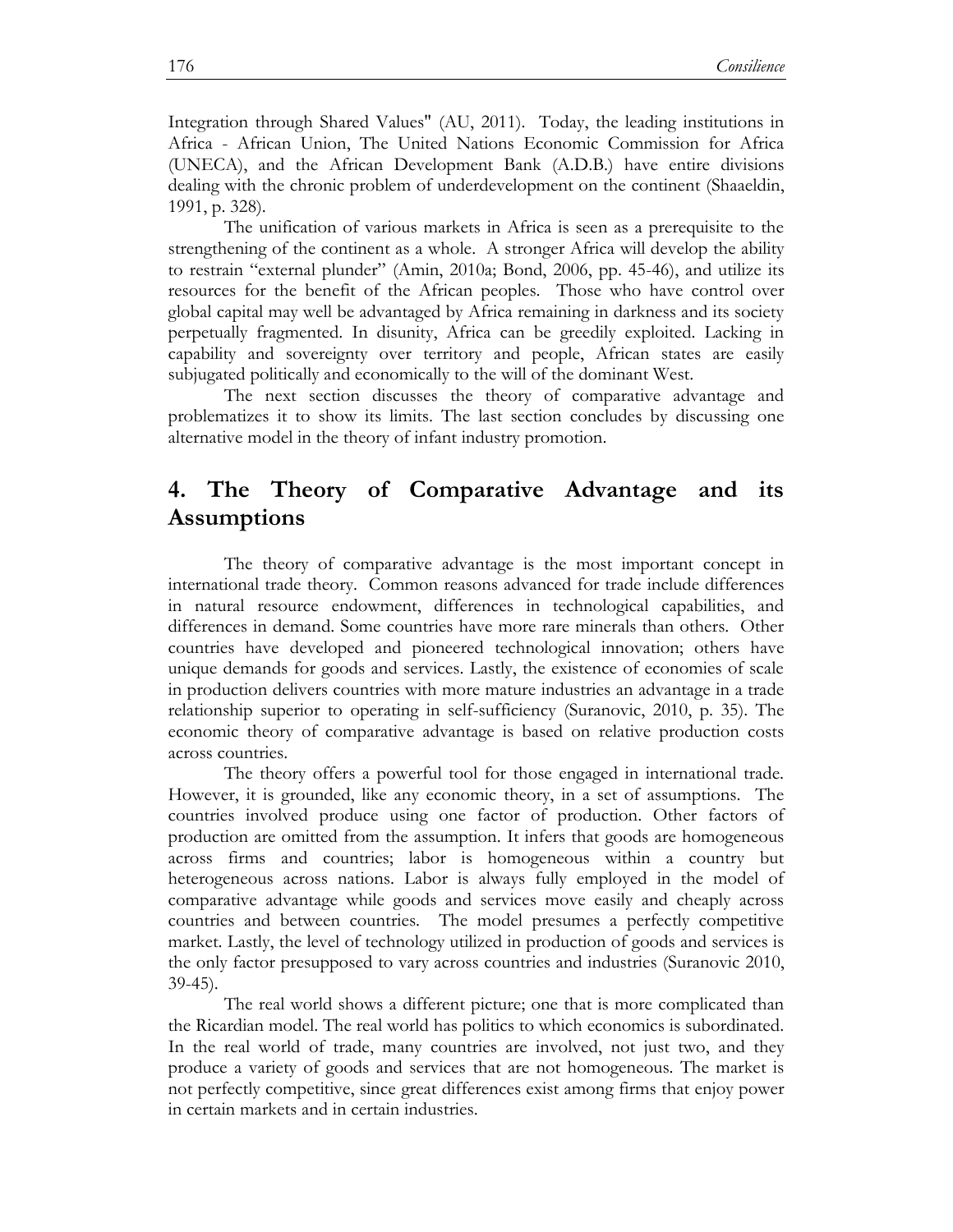Integration through Shared Values" (AU, 2011). Today, the leading institutions in Africa - African Union, The United Nations Economic Commission for Africa (UNECA), and the African Development Bank (A.D.B.) have entire divisions dealing with the chronic problem of underdevelopment on the continent (Shaaeldin, 1991, p. 328).

The unification of various markets in Africa is seen as a prerequisite to the strengthening of the continent as a whole. A stronger Africa will develop the ability to restrain "external plunder" (Amin, 2010a; Bond, 2006, pp. 45-46), and utilize its resources for the benefit of the African peoples. Those who have control over global capital may well be advantaged by Africa remaining in darkness and its society perpetually fragmented. In disunity, Africa can be greedily exploited. Lacking in capability and sovereignty over territory and people, African states are easily subjugated politically and economically to the will of the dominant West.

The next section discusses the theory of comparative advantage and problematizes it to show its limits. The last section concludes by discussing one alternative model in the theory of infant industry promotion.

## 4. The Theory of Comparative Advantage and its Assumptions

The theory of comparative advantage is the most important concept in international trade theory. Common reasons advanced for trade include differences in natural resource endowment, differences in technological capabilities, and differences in demand. Some countries have more rare minerals than others. Other countries have developed and pioneered technological innovation; others have unique demands for goods and services. Lastly, the existence of economies of scale in production delivers countries with more mature industries an advantage in a trade relationship superior to operating in self-sufficiency (Suranovic, 2010, p. 35). The economic theory of comparative advantage is based on relative production costs across countries.

The theory offers a powerful tool for those engaged in international trade. However, it is grounded, like any economic theory, in a set of assumptions. The countries involved produce using one factor of production. Other factors of production are omitted from the assumption. It infers that goods are homogeneous across firms and countries; labor is homogeneous within a country but heterogeneous across nations. Labor is always fully employed in the model of comparative advantage while goods and services move easily and cheaply across countries and between countries. The model presumes a perfectly competitive market. Lastly, the level of technology utilized in production of goods and services is the only factor presupposed to vary across countries and industries (Suranovic 2010, 39-45).

The real world shows a different picture; one that is more complicated than the Ricardian model. The real world has politics to which economics is subordinated. In the real world of trade, many countries are involved, not just two, and they produce a variety of goods and services that are not homogeneous. The market is not perfectly competitive, since great differences exist among firms that enjoy power in certain markets and in certain industries.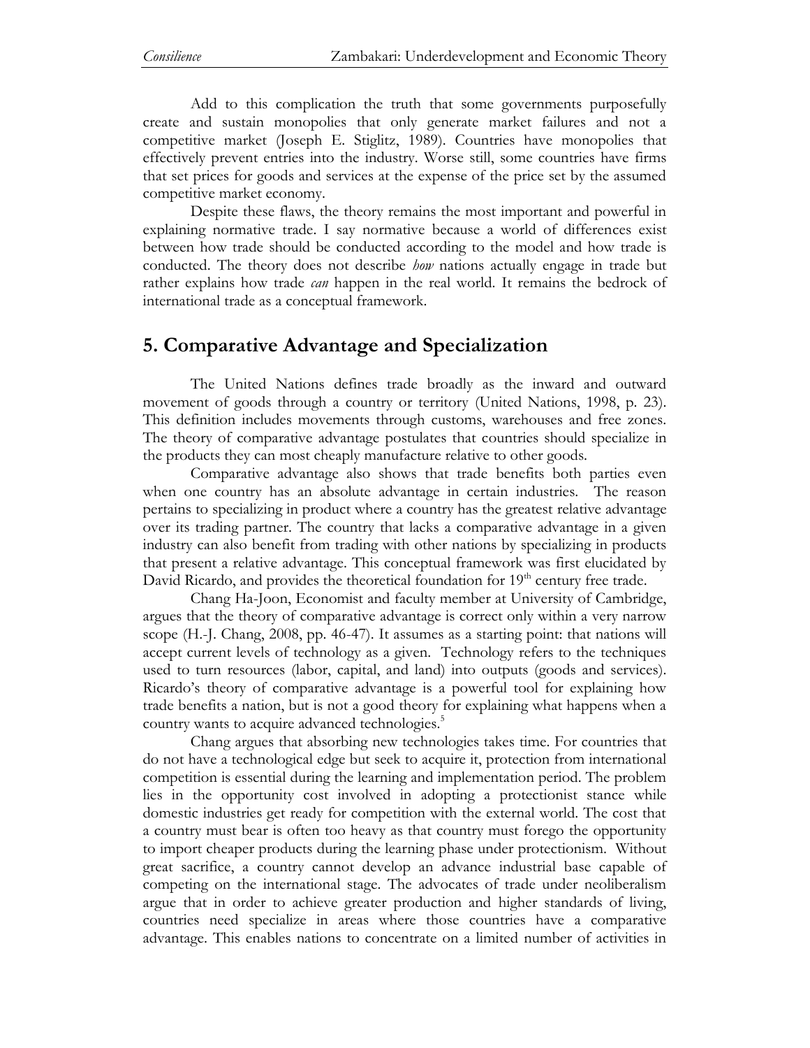Add to this complication the truth that some governments purposefully create and sustain monopolies that only generate market failures and not a competitive market (Joseph E. Stiglitz, 1989). Countries have monopolies that effectively prevent entries into the industry. Worse still, some countries have firms that set prices for goods and services at the expense of the price set by the assumed competitive market economy.

Despite these flaws, the theory remains the most important and powerful in explaining normative trade. I say normative because a world of differences exist between how trade should be conducted according to the model and how trade is conducted. The theory does not describe *how* nations actually engage in trade but rather explains how trade *can* happen in the real world. It remains the bedrock of international trade as a conceptual framework.

## 5. Comparative Advantage and Specialization

The United Nations defines trade broadly as the inward and outward movement of goods through a country or territory (United Nations, 1998, p. 23). This definition includes movements through customs, warehouses and free zones. The theory of comparative advantage postulates that countries should specialize in the products they can most cheaply manufacture relative to other goods.

Comparative advantage also shows that trade benefits both parties even when one country has an absolute advantage in certain industries. The reason pertains to specializing in product where a country has the greatest relative advantage over its trading partner. The country that lacks a comparative advantage in a given industry can also benefit from trading with other nations by specializing in products that present a relative advantage. This conceptual framework was first elucidated by David Ricardo, and provides the theoretical foundation for 19th century free trade.

Chang Ha-Joon, Economist and faculty member at University of Cambridge, argues that the theory of comparative advantage is correct only within a very narrow scope (H.-J. Chang, 2008, pp. 46-47). It assumes as a starting point: that nations will accept current levels of technology as a given. Technology refers to the techniques used to turn resources (labor, capital, and land) into outputs (goods and services). Ricardo's theory of comparative advantage is a powerful tool for explaining how trade benefits a nation, but is not a good theory for explaining what happens when a country wants to acquire advanced technologies.[5]

Chang argues that absorbing new technologies takes time. For countries that do not have a technological edge but seek to acquire it, protection from international competition is essential during the learning and implementation period. The problem lies in the opportunity cost involved in adopting a protectionist stance while domestic industries get ready for competition with the external world. The cost that a country must bear is often too heavy as that country must forego the opportunity to import cheaper products during the learning phase under protectionism. Without great sacrifice, a country cannot develop an advance industrial base capable of competing on the international stage. The advocates of trade under neoliberalism argue that in order to achieve greater production and higher standards of living, countries need specialize in areas where those countries have a comparative advantage. This enables nations to concentrate on a limited number of activities in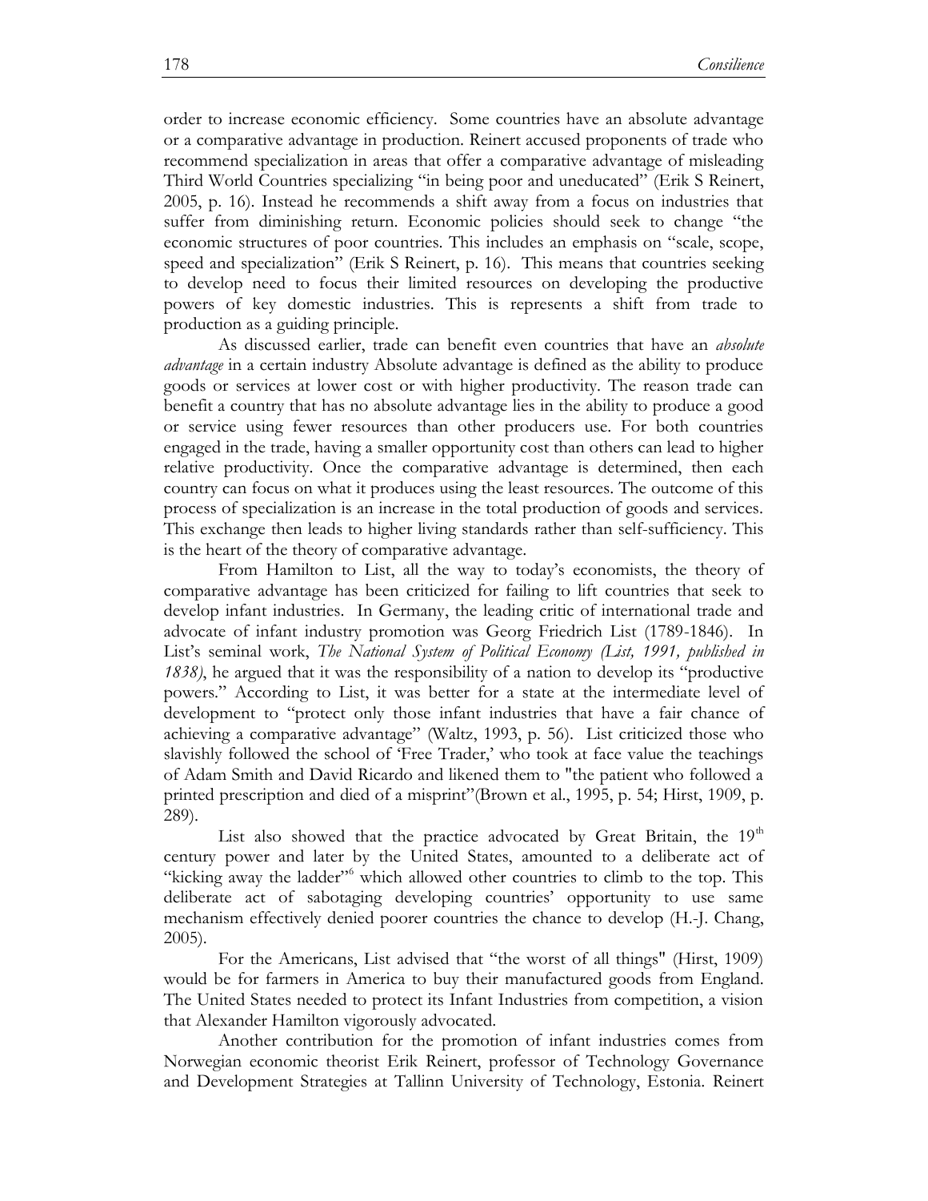order to increase economic efficiency. Some countries have an absolute advantage or a comparative advantage in production. Reinert accused proponents of trade who recommend specialization in areas that offer a comparative advantage of misleading Third World Countries specializing "in being poor and uneducated" (Erik S Reinert, 2005, p. 16). Instead he recommends a shift away from a focus on industries that suffer from diminishing return. Economic policies should seek to change "the economic structures of poor countries. This includes an emphasis on "scale, scope, speed and specialization" (Erik S Reinert, p. 16). This means that countries seeking to develop need to focus their limited resources on developing the productive powers of key domestic industries. This is represents a shift from trade to production as a guiding principle.

As discussed earlier, trade can benefit even countries that have an *absolute advantage* in a certain industry Absolute advantage is defined as the ability to produce goods or services at lower cost or with higher productivity. The reason trade can benefit a country that has no absolute advantage lies in the ability to produce a good or service using fewer resources than other producers use. For both countries engaged in the trade, having a smaller opportunity cost than others can lead to higher relative productivity. Once the comparative advantage is determined, then each country can focus on what it produces using the least resources. The outcome of this process of specialization is an increase in the total production of goods and services. This exchange then leads to higher living standards rather than self-sufficiency. This is the heart of the theory of comparative advantage.

From Hamilton to List, all the way to today's economists, the theory of comparative advantage has been criticized for failing to lift countries that seek to develop infant industries. In Germany, the leading critic of international trade and advocate of infant industry promotion was Georg Friedrich List (1789-1846). In List's seminal work, *The National System of Political Economy (List, 1991, published in 1838)*, he argued that it was the responsibility of a nation to develop its "productive powers." According to List, it was better for a state at the intermediate level of development to "protect only those infant industries that have a fair chance of achieving a comparative advantage" (Waltz, 1993, p. 56). List criticized those who slavishly followed the school of 'Free Trader,' who took at face value the teachings of Adam Smith and David Ricardo and likened them to "the patient who followed a printed prescription and died of a misprint"(Brown et al., 1995, p. 54; Hirst, 1909, p. 289).

List also showed that the practice advocated by Great Britain, the 19th century power and later by the United States, amounted to a deliberate act of "kicking away the ladder"[6] which allowed other countries to climb to the top. This deliberate act of sabotaging developing countries' opportunity to use same mechanism effectively denied poorer countries the chance to develop (H.-J. Chang, 2005).

For the Americans, List advised that "the worst of all things" (Hirst, 1909) would be for farmers in America to buy their manufactured goods from England. The United States needed to protect its Infant Industries from competition, a vision that Alexander Hamilton vigorously advocated.

Another contribution for the promotion of infant industries comes from Norwegian economic theorist Erik Reinert, professor of Technology Governance and Development Strategies at Tallinn University of Technology, Estonia. Reinert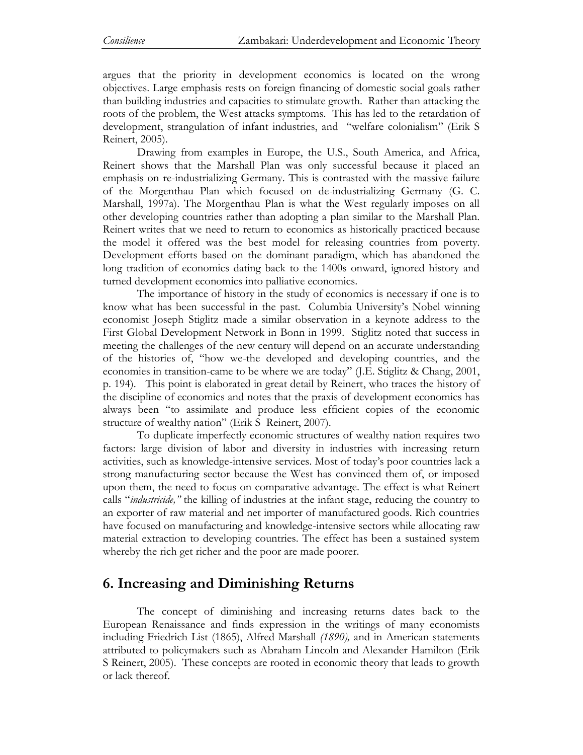argues that the priority in development economics is located on the wrong objectives. Large emphasis rests on foreign financing of domestic social goals rather than building industries and capacities to stimulate growth. Rather than attacking the roots of the problem, the West attacks symptoms. This has led to the retardation of development, strangulation of infant industries, and "welfare colonialism" (Erik S Reinert, 2005).

Drawing from examples in Europe, the U.S., South America, and Africa, Reinert shows that the Marshall Plan was only successful because it placed an emphasis on re-industrializing Germany. This is contrasted with the massive failure of the Morgenthau Plan which focused on de-industrializing Germany (G. C. Marshall, 1997a). The Morgenthau Plan is what the West regularly imposes on all other developing countries rather than adopting a plan similar to the Marshall Plan. Reinert writes that we need to return to economics as historically practiced because the model it offered was the best model for releasing countries from poverty. Development efforts based on the dominant paradigm, which has abandoned the long tradition of economics dating back to the 1400s onward, ignored history and turned development economics into palliative economics.

The importance of history in the study of economics is necessary if one is to know what has been successful in the past. Columbia University's Nobel winning economist Joseph Stiglitz made a similar observation in a keynote address to the First Global Development Network in Bonn in 1999. Stiglitz noted that success in meeting the challenges of the new century will depend on an accurate understanding of the histories of, "how we-the developed and developing countries, and the economies in transition-came to be where we are today" (J.E. Stiglitz & Chang, 2001, p. 194). This point is elaborated in great detail by Reinert, who traces the history of the discipline of economics and notes that the praxis of development economics has always been "to assimilate and produce less efficient copies of the economic structure of wealthy nation" (Erik S Reinert, 2007).

To duplicate imperfectly economic structures of wealthy nation requires two factors: large division of labor and diversity in industries with increasing return activities, such as knowledge-intensive services. Most of today's poor countries lack a strong manufacturing sector because the West has convinced them of, or imposed upon them, the need to focus on comparative advantage. The effect is what Reinert calls "*industricide,"* the killing of industries at the infant stage, reducing the country to an exporter of raw material and net importer of manufactured goods. Rich countries have focused on manufacturing and knowledge-intensive sectors while allocating raw material extraction to developing countries. The effect has been a sustained system whereby the rich get richer and the poor are made poorer.

## 6. Increasing and Diminishing Returns

The concept of diminishing and increasing returns dates back to the European Renaissance and finds expression in the writings of many economists including Friedrich List (1865), Alfred Marshall *(1890),* and in American statements attributed to policymakers such as Abraham Lincoln and Alexander Hamilton (Erik S Reinert, 2005). These concepts are rooted in economic theory that leads to growth or lack thereof.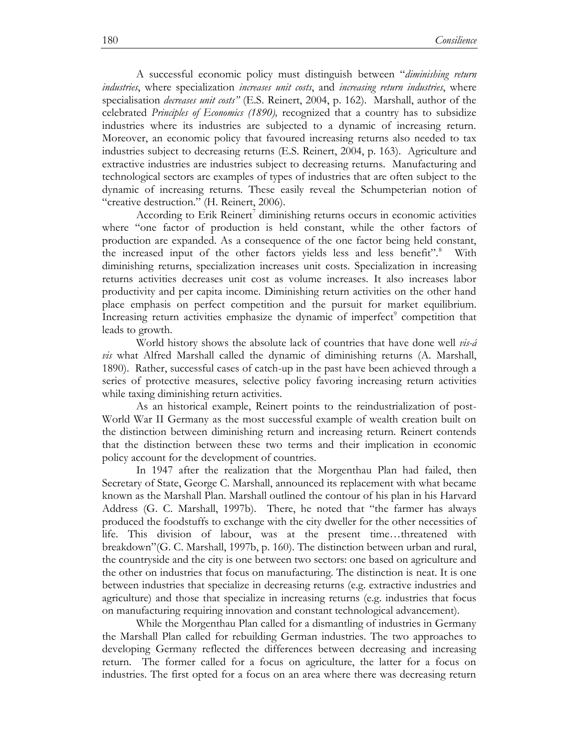A successful economic policy must distinguish between "*diminishing return industries*, where specialization *increases unit costs*, and *increasing return industries*, where specialisation *decreases unit costs"* (E.S. Reinert, 2004, p. 162). Marshall, author of the celebrated *Principles of Economics (1890),* recognized that a country has to subsidize industries where its industries are subjected to a dynamic of increasing return. Moreover, an economic policy that favoured increasing returns also needed to tax industries subject to decreasing returns (E.S. Reinert, 2004, p. 163). Agriculture and extractive industries are industries subject to decreasing returns. Manufacturing and technological sectors are examples of types of industries that are often subject to the dynamic of increasing returns. These easily reveal the Schumpeterian notion of "creative destruction." (H. Reinert, 2006).

According to Erik Reinert[7] diminishing returns occurs in economic activities where "one factor of production is held constant, while the other factors of production are expanded. As a consequence of the one factor being held constant, the increased input of the other factors yields less and less benefit".[8] With diminishing returns, specialization increases unit costs. Specialization in increasing returns activities decreases unit cost as volume increases. It also increases labor productivity and per capita income. Diminishing return activities on the other hand place emphasis on perfect competition and the pursuit for market equilibrium. Increasing return activities emphasize the dynamic of imperfect[9] competition that leads to growth.

World history shows the absolute lack of countries that have done well *vis-á vis* what Alfred Marshall called the dynamic of diminishing returns (A. Marshall, 1890). Rather, successful cases of catch-up in the past have been achieved through a series of protective measures, selective policy favoring increasing return activities while taxing diminishing return activities.

As an historical example, Reinert points to the reindustrialization of post-World War II Germany as the most successful example of wealth creation built on the distinction between diminishing return and increasing return. Reinert contends that the distinction between these two terms and their implication in economic policy account for the development of countries.

In 1947 after the realization that the Morgenthau Plan had failed, then Secretary of State, George C. Marshall, announced its replacement with what became known as the Marshall Plan. Marshall outlined the contour of his plan in his Harvard Address (G. C. Marshall, 1997b). There, he noted that "the farmer has always produced the foodstuffs to exchange with the city dweller for the other necessities of life. This division of labour, was at the present time…threatened with breakdown"(G. C. Marshall, 1997b, p. 160). The distinction between urban and rural, the countryside and the city is one between two sectors: one based on agriculture and the other on industries that focus on manufacturing. The distinction is neat. It is one between industries that specialize in decreasing returns (e.g. extractive industries and agriculture) and those that specialize in increasing returns (e.g. industries that focus on manufacturing requiring innovation and constant technological advancement).

While the Morgenthau Plan called for a dismantling of industries in Germany the Marshall Plan called for rebuilding German industries. The two approaches to developing Germany reflected the differences between decreasing and increasing return. The former called for a focus on agriculture, the latter for a focus on industries. The first opted for a focus on an area where there was decreasing return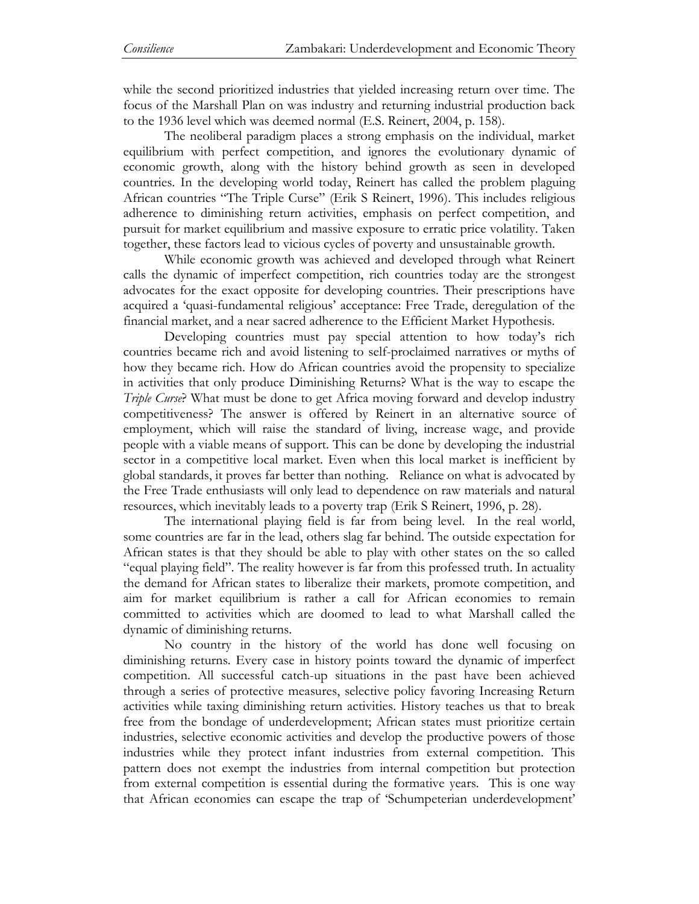while the second prioritized industries that yielded increasing return over time. The focus of the Marshall Plan on was industry and returning industrial production back to the 1936 level which was deemed normal (E.S. Reinert, 2004, p. 158).

The neoliberal paradigm places a strong emphasis on the individual, market equilibrium with perfect competition, and ignores the evolutionary dynamic of economic growth, along with the history behind growth as seen in developed countries. In the developing world today, Reinert has called the problem plaguing African countries "The Triple Curse" (Erik S Reinert, 1996). This includes religious adherence to diminishing return activities, emphasis on perfect competition, and pursuit for market equilibrium and massive exposure to erratic price volatility. Taken together, these factors lead to vicious cycles of poverty and unsustainable growth.

While economic growth was achieved and developed through what Reinert calls the dynamic of imperfect competition, rich countries today are the strongest advocates for the exact opposite for developing countries. Their prescriptions have acquired a 'quasi-fundamental religious' acceptance: Free Trade, deregulation of the financial market, and a near sacred adherence to the Efficient Market Hypothesis.

Developing countries must pay special attention to how today's rich countries became rich and avoid listening to self-proclaimed narratives or myths of how they became rich. How do African countries avoid the propensity to specialize in activities that only produce Diminishing Returns? What is the way to escape the *Triple Curse*? What must be done to get Africa moving forward and develop industry competitiveness? The answer is offered by Reinert in an alternative source of employment, which will raise the standard of living, increase wage, and provide people with a viable means of support. This can be done by developing the industrial sector in a competitive local market. Even when this local market is inefficient by global standards, it proves far better than nothing. Reliance on what is advocated by the Free Trade enthusiasts will only lead to dependence on raw materials and natural resources, which inevitably leads to a poverty trap (Erik S Reinert, 1996, p. 28).

The international playing field is far from being level. In the real world, some countries are far in the lead, others slag far behind. The outside expectation for African states is that they should be able to play with other states on the so called "equal playing field". The reality however is far from this professed truth. In actuality the demand for African states to liberalize their markets, promote competition, and aim for market equilibrium is rather a call for African economies to remain committed to activities which are doomed to lead to what Marshall called the dynamic of diminishing returns.

No country in the history of the world has done well focusing on diminishing returns. Every case in history points toward the dynamic of imperfect competition. All successful catch-up situations in the past have been achieved through a series of protective measures, selective policy favoring Increasing Return activities while taxing diminishing return activities. History teaches us that to break free from the bondage of underdevelopment; African states must prioritize certain industries, selective economic activities and develop the productive powers of those industries while they protect infant industries from external competition. This pattern does not exempt the industries from internal competition but protection from external competition is essential during the formative years. This is one way that African economies can escape the trap of 'Schumpeterian underdevelopment'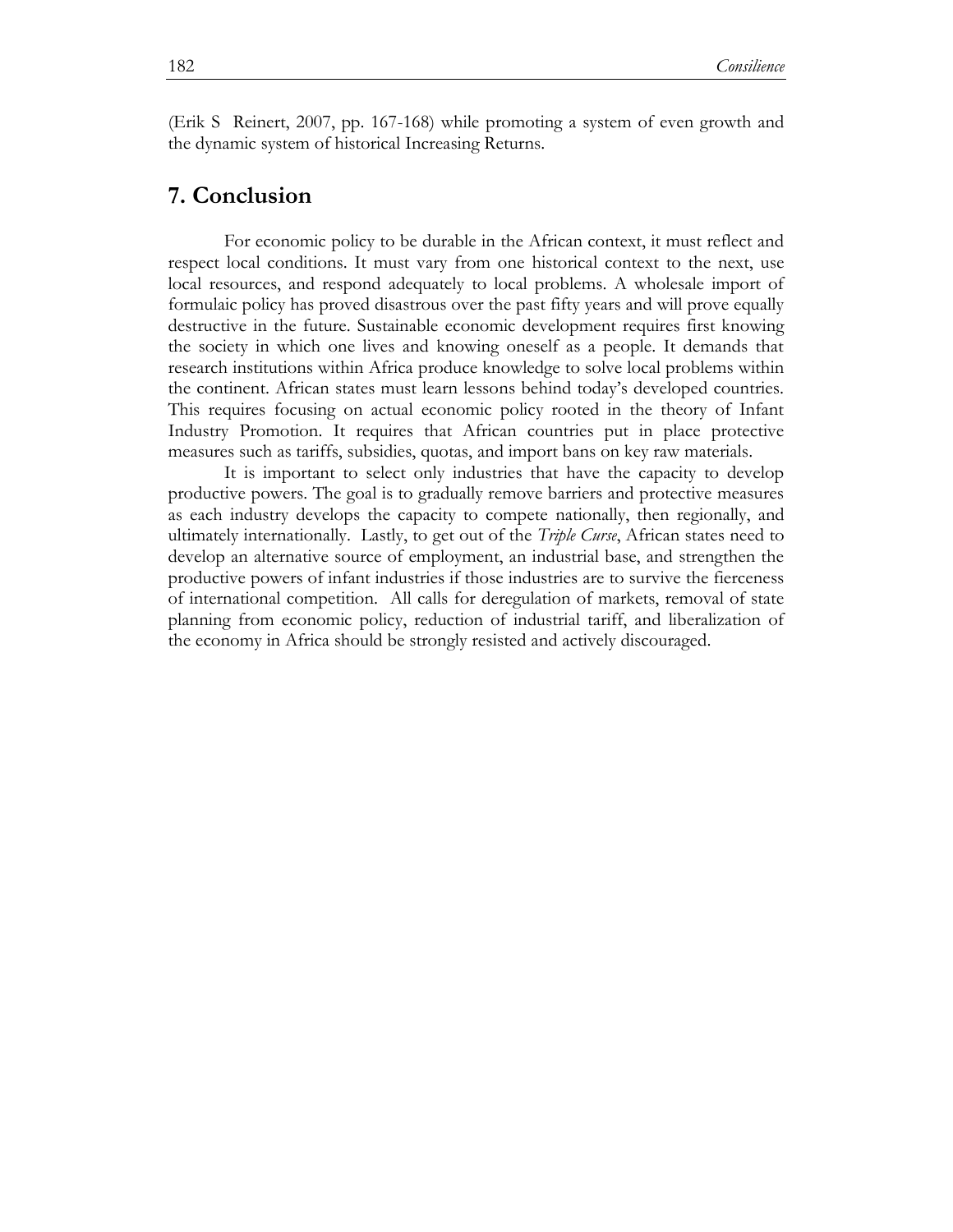(Erik S Reinert, 2007, pp. 167-168) while promoting a system of even growth and the dynamic system of historical Increasing Returns.

## 7. Conclusion

For economic policy to be durable in the African context, it must reflect and respect local conditions. It must vary from one historical context to the next, use local resources, and respond adequately to local problems. A wholesale import of formulaic policy has proved disastrous over the past fifty years and will prove equally destructive in the future. Sustainable economic development requires first knowing the society in which one lives and knowing oneself as a people. It demands that research institutions within Africa produce knowledge to solve local problems within the continent. African states must learn lessons behind today's developed countries. This requires focusing on actual economic policy rooted in the theory of Infant Industry Promotion. It requires that African countries put in place protective measures such as tariffs, subsidies, quotas, and import bans on key raw materials.

It is important to select only industries that have the capacity to develop productive powers. The goal is to gradually remove barriers and protective measures as each industry develops the capacity to compete nationally, then regionally, and ultimately internationally. Lastly, to get out of the *Triple Curse*, African states need to develop an alternative source of employment, an industrial base, and strengthen the productive powers of infant industries if those industries are to survive the fierceness of international competition. All calls for deregulation of markets, removal of state planning from economic policy, reduction of industrial tariff, and liberalization of the economy in Africa should be strongly resisted and actively discouraged.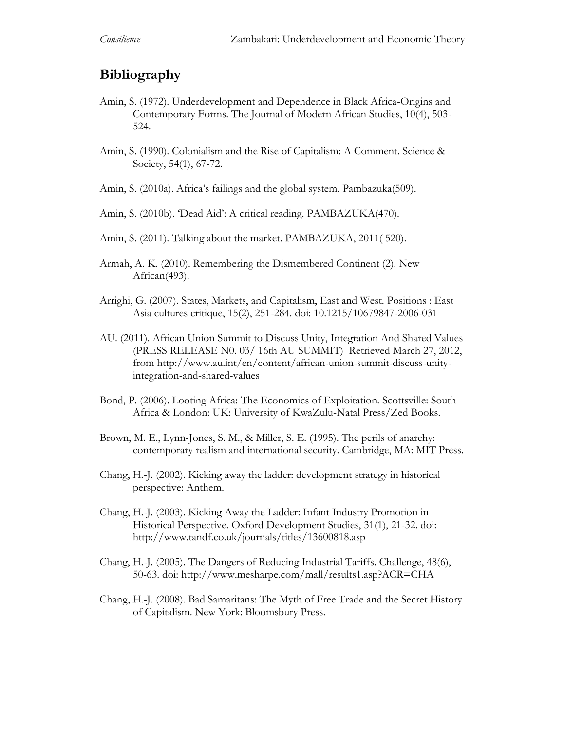## Bibliography

Amin, S. (1972). Underdevelopment and Dependence in Black Africa-Origins and Contemporary Forms. The Journal of Modern African Studies, 10(4), 503-524.

Amin, S. (1990). Colonialism and the Rise of Capitalism: A Comment. Science & Society, 54(1), 67-72.

Amin, S. (2010a). Africa's failings and the global system. Pambazuka(509).

Amin, S. (2010b). 'Dead Aid': A critical reading. PAMBAZUKA(470).

Amin, S. (2011). Talking about the market. PAMBAZUKA, 2011( 520).

Armah, A. K. (2010). Remembering the Dismembered Continent (2). New African(493).

Arrighi, G. (2007). States, Markets, and Capitalism, East and West. Positions : East Asia cultures critique, 15(2), 251-284. doi: 10.1215/10679847-2006-031

AU. (2011). African Union Summit to Discuss Unity, Integration And Shared Values (PRESS RELEASE N0. 03/ 16th AU SUMMIT) Retrieved March 27, 2012, from http://www.au.int/en/content/african-union-summit-discuss-unity-integration-and-shared-values

Bond, P. (2006). Looting Africa: The Economics of Exploitation. Scottsville: South Africa & London: UK: University of KwaZulu-Natal Press/Zed Books.

Brown, M. E., Lynn-Jones, S. M., & Miller, S. E. (1995). The perils of anarchy: contemporary realism and international security. Cambridge, MA: MIT Press.

Chang, H.-J. (2002). Kicking away the ladder: development strategy in historical perspective: Anthem.

Chang, H.-J. (2003). Kicking Away the Ladder: Infant Industry Promotion in Historical Perspective. Oxford Development Studies, 31(1), 21-32. doi: http://www.tandf.co.uk/journals/titles/13600818.asp

Chang, H.-J. (2005). The Dangers of Reducing Industrial Tariffs. Challenge, 48(6), 50-63. doi: http://www.mesharpe.com/mall/results1.asp?ACR=CHA

Chang, H.-J. (2008). Bad Samaritans: The Myth of Free Trade and the Secret History of Capitalism. New York: Bloomsbury Press.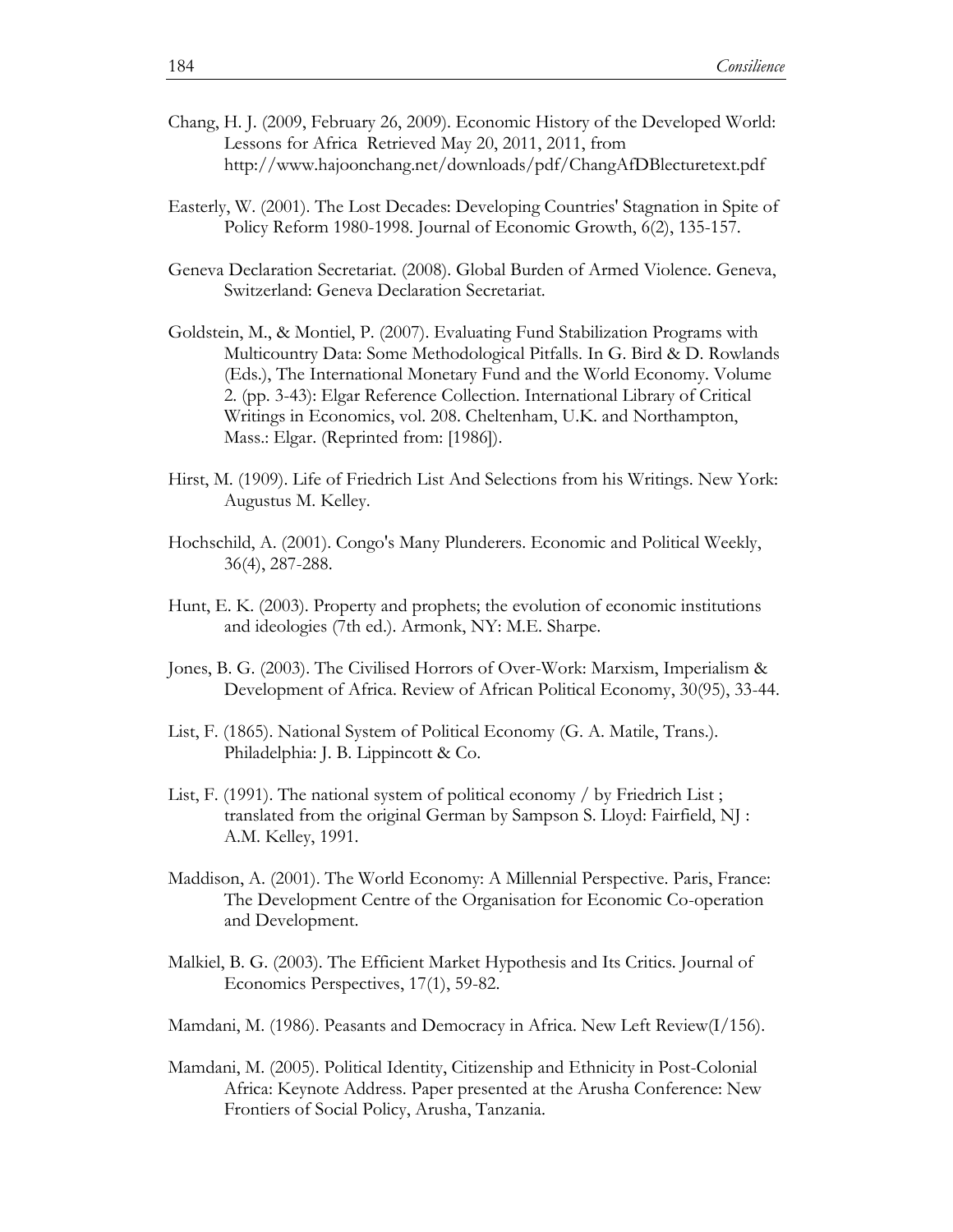Chang, H. J. (2009, February 26, 2009). Economic History of the Developed World: Lessons for Africa Retrieved May 20, 2011, 2011, from http://www.hajoonchang.net/downloads/pdf/ChangAfDBlecturetext.pdf

Easterly, W. (2001). The Lost Decades: Developing Countries' Stagnation in Spite of Policy Reform 1980-1998. Journal of Economic Growth, 6(2), 135-157.

Geneva Declaration Secretariat. (2008). Global Burden of Armed Violence. Geneva, Switzerland: Geneva Declaration Secretariat.

Goldstein, M., & Montiel, P. (2007). Evaluating Fund Stabilization Programs with Multicountry Data: Some Methodological Pitfalls. In G. Bird & D. Rowlands (Eds.), The International Monetary Fund and the World Economy. Volume 2. (pp. 3-43): Elgar Reference Collection. International Library of Critical Writings in Economics, vol. 208. Cheltenham, U.K. and Northampton, Mass.: Elgar. (Reprinted from: [1986]).

Hirst, M. (1909). Life of Friedrich List And Selections from his Writings. New York: Augustus M. Kelley.

Hochschild, A. (2001). Congo's Many Plunderers. Economic and Political Weekly, 36(4), 287-288.

Hunt, E. K. (2003). Property and prophets; the evolution of economic institutions and ideologies (7th ed.). Armonk, NY: M.E. Sharpe.

Jones, B. G. (2003). The Civilised Horrors of Over-Work: Marxism, Imperialism & Development of Africa. Review of African Political Economy, 30(95), 33-44.

List, F. (1865). National System of Political Economy (G. A. Matile, Trans.). Philadelphia: J. B. Lippincott & Co.

List, F. (1991). The national system of political economy / by Friedrich List ; translated from the original German by Sampson S. Lloyd: Fairfield, NJ : A.M. Kelley, 1991.

Maddison, A. (2001). The World Economy: A Millennial Perspective. Paris, France: The Development Centre of the Organisation for Economic Co-operation and Development.

Malkiel, B. G. (2003). The Efficient Market Hypothesis and Its Critics. Journal of Economics Perspectives, 17(1), 59-82.

Mamdani, M. (1986). Peasants and Democracy in Africa. New Left Review(I/156).

Mamdani, M. (2005). Political Identity, Citizenship and Ethnicity in Post-Colonial Africa: Keynote Address. Paper presented at the Arusha Conference: New Frontiers of Social Policy, Arusha, Tanzania.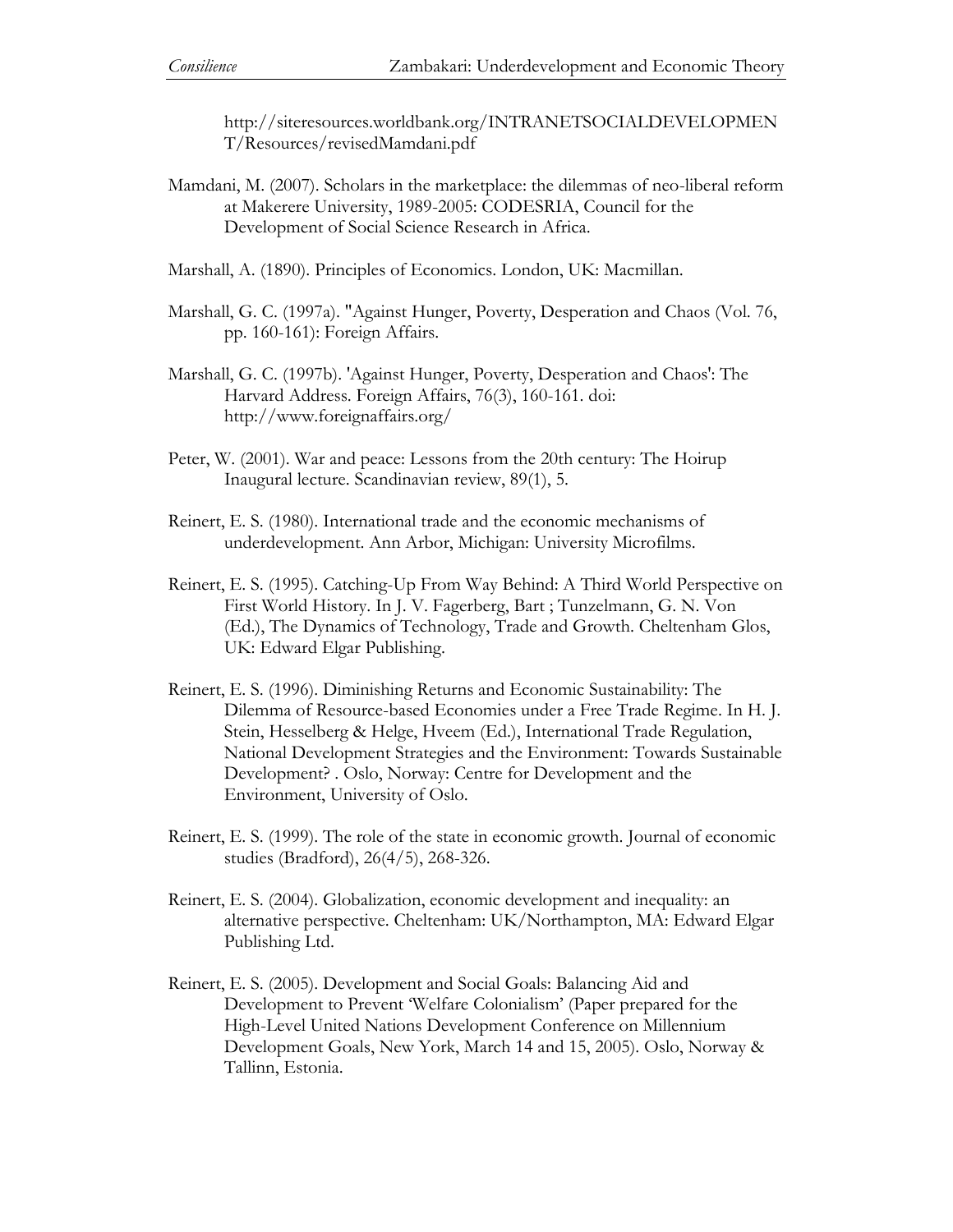http://siteresources.worldbank.org/INTRANETSOCIALDEVELOPMENT/Resources/revisedMamdani.pdf

Mamdani, M. (2007). Scholars in the marketplace: the dilemmas of neo-liberal reform at Makerere University, 1989-2005: CODESRIA, Council for the Development of Social Science Research in Africa.

Marshall, A. (1890). Principles of Economics. London, UK: Macmillan.

Marshall, G. C. (1997a). "Against Hunger, Poverty, Desperation and Chaos (Vol. 76, pp. 160-161): Foreign Affairs.

Marshall, G. C. (1997b). 'Against Hunger, Poverty, Desperation and Chaos': The Harvard Address. Foreign Affairs, 76(3), 160-161. doi: http://www.foreignaffairs.org/

Peter, W. (2001). War and peace: Lessons from the 20th century: The Hoirup Inaugural lecture. Scandinavian review, 89(1), 5.

Reinert, E. S. (1980). International trade and the economic mechanisms of underdevelopment. Ann Arbor, Michigan: University Microfilms.

Reinert, E. S. (1995). Catching-Up From Way Behind: A Third World Perspective on First World History. In J. V. Fagerberg, Bart ; Tunzelmann, G. N. Von (Ed.), The Dynamics of Technology, Trade and Growth. Cheltenham Glos, UK: Edward Elgar Publishing.

Reinert, E. S. (1996). Diminishing Returns and Economic Sustainability: The Dilemma of Resource-based Economies under a Free Trade Regime. In H. J. Stein, Hesselberg & Helge, Hveem (Ed.), International Trade Regulation, National Development Strategies and the Environment: Towards Sustainable Development? . Oslo, Norway: Centre for Development and the Environment, University of Oslo.

Reinert, E. S. (1999). The role of the state in economic growth. Journal of economic studies (Bradford), 26(4/5), 268-326.

Reinert, E. S. (2004). Globalization, economic development and inequality: an alternative perspective. Cheltenham: UK/Northampton, MA: Edward Elgar Publishing Ltd.

Reinert, E. S. (2005). Development and Social Goals: Balancing Aid and Development to Prevent 'Welfare Colonialism' (Paper prepared for the High-Level United Nations Development Conference on Millennium Development Goals, New York, March 14 and 15, 2005). Oslo, Norway & Tallinn, Estonia.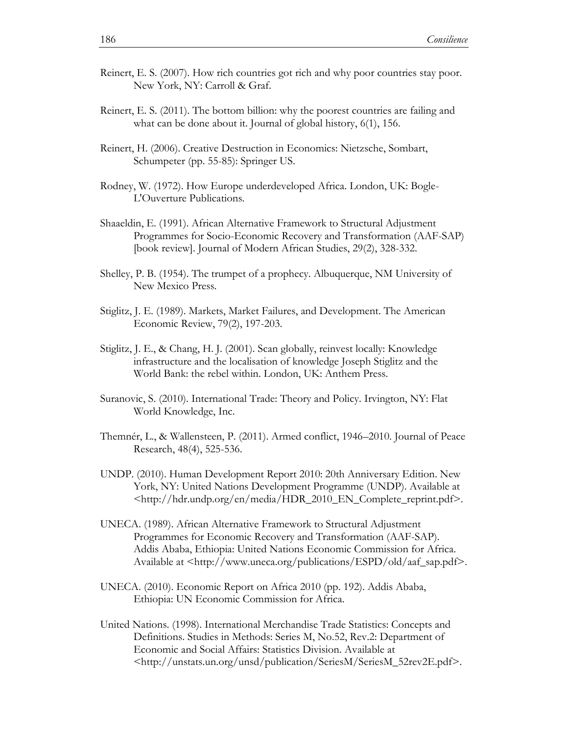Reinert, E. S. (2007). How rich countries got rich and why poor countries stay poor. New York, NY: Carroll & Graf.

Reinert, E. S. (2011). The bottom billion: why the poorest countries are failing and what can be done about it. Journal of global history, 6(1), 156.

Reinert, H. (2006). Creative Destruction in Economics: Nietzsche, Sombart, Schumpeter (pp. 55-85): Springer US.

Rodney, W. (1972). How Europe underdeveloped Africa. London, UK: Bogle-L'Ouverture Publications.

Shaaeldin, E. (1991). African Alternative Framework to Structural Adjustment Programmes for Socio-Economic Recovery and Transformation (AAF-SAP) [book review]. Journal of Modern African Studies, 29(2), 328-332.

Shelley, P. B. (1954). The trumpet of a prophecy. Albuquerque, NM University of New Mexico Press.

Stiglitz, J. E. (1989). Markets, Market Failures, and Development. The American Economic Review, 79(2), 197-203.

Stiglitz, J. E., & Chang, H. J. (2001). Scan globally, reinvest locally: Knowledge infrastructure and the localisation of knowledge Joseph Stiglitz and the World Bank: the rebel within. London, UK: Anthem Press.

Suranovic, S. (2010). International Trade: Theory and Policy. Irvington, NY: Flat World Knowledge, Inc.

Themnér, L., & Wallensteen, P. (2011). Armed conflict, 1946–2010. Journal of Peace Research, 48(4), 525-536.

UNDP. (2010). Human Development Report 2010: 20th Anniversary Edition. New York, NY: United Nations Development Programme (UNDP). Available at <http://hdr.undp.org/en/media/HDR_2010_EN_Complete_reprint.pdf>.

UNECA. (1989). African Alternative Framework to Structural Adjustment Programmes for Economic Recovery and Transformation (AAF-SAP). Addis Ababa, Ethiopia: United Nations Economic Commission for Africa. Available at <http://www.uneca.org/publications/ESPD/old/aaf_sap.pdf>.

UNECA. (2010). Economic Report on Africa 2010 (pp. 192). Addis Ababa, Ethiopia: UN Economic Commission for Africa.

United Nations. (1998). International Merchandise Trade Statistics: Concepts and Definitions. Studies in Methods: Series M, No.52, Rev.2: Department of Economic and Social Affairs: Statistics Division. Available at <http://unstats.un.org/unsd/publication/SeriesM/SeriesM_52rev2E.pdf>.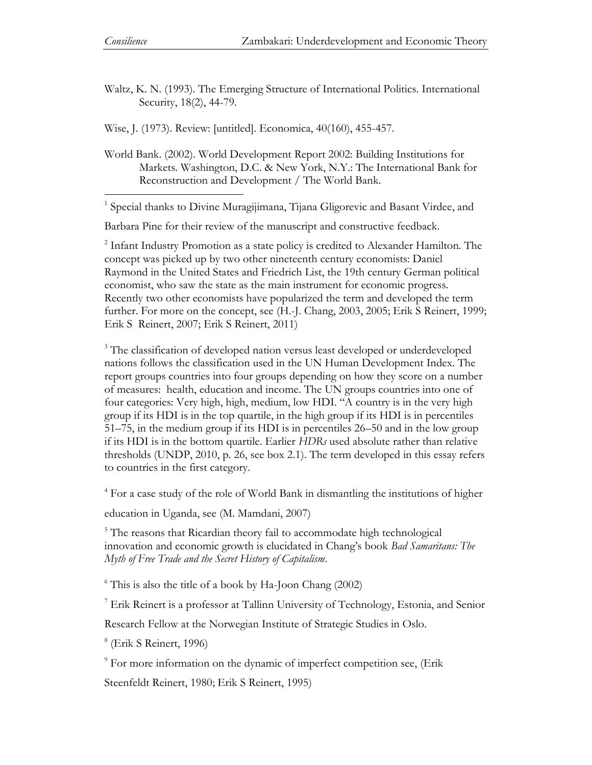Waltz, K. N. (1993). The Emerging Structure of International Politics. International Security, 18(2), 44-79.

Wise, J. (1973). Review: [untitled]. Economica, 40(160), 455-457.

World Bank. (2002). World Development Report 2002: Building Institutions for Markets. Washington, D.C. & New York, N.Y.: The International Bank for Reconstruction and Development / The World Bank.

---

[1] Special thanks to Divine Muragijimana, Tijana Gligorevic and Basant Virdee, and Barbara Pine for their review of the manuscript and constructive feedback.

[2] Infant Industry Promotion as a state policy is credited to Alexander Hamilton. The concept was picked up by two other nineteenth century economists: Daniel Raymond in the United States and Friedrich List, the 19th century German political economist, who saw the state as the main instrument for economic progress. Recently two other economists have popularized the term and developed the term further. For more on the concept, see (H.-J. Chang, 2003, 2005; Erik S Reinert, 1999; Erik S Reinert, 2007; Erik S Reinert, 2011)

[3] The classification of developed nation versus least developed or underdeveloped nations follows the classification used in the UN Human Development Index. The report groups countries into four groups depending on how they score on a number of measures: health, education and income. The UN groups countries into one of four categories: Very high, high, medium, low HDI. "A country is in the very high group if its HDI is in the top quartile, in the high group if its HDI is in percentiles 51–75, in the medium group if its HDI is in percentiles 26–50 and in the low group if its HDI is in the bottom quartile. Earlier *HDRs* used absolute rather than relative thresholds (UNDP, 2010, p. 26, see box 2.1). The term developed in this essay refers to countries in the first category.

[4] For a case study of the role of World Bank in dismantling the institutions of higher education in Uganda, see (M. Mamdani, 2007)

[5] The reasons that Ricardian theory fail to accommodate high technological innovation and economic growth is elucidated in Chang's book *Bad Samaritans: The Myth of Free Trade and the Secret History of Capitalism*.

[6] This is also the title of a book by Ha-Joon Chang (2002)

[7] Erik Reinert is a professor at Tallinn University of Technology, Estonia, and Senior Research Fellow at the Norwegian Institute of Strategic Studies in Oslo.

[8] (Erik S Reinert, 1996)

[9] For more information on the dynamic of imperfect competition see, (Erik Steenfeldt Reinert, 1980; Erik S Reinert, 1995)